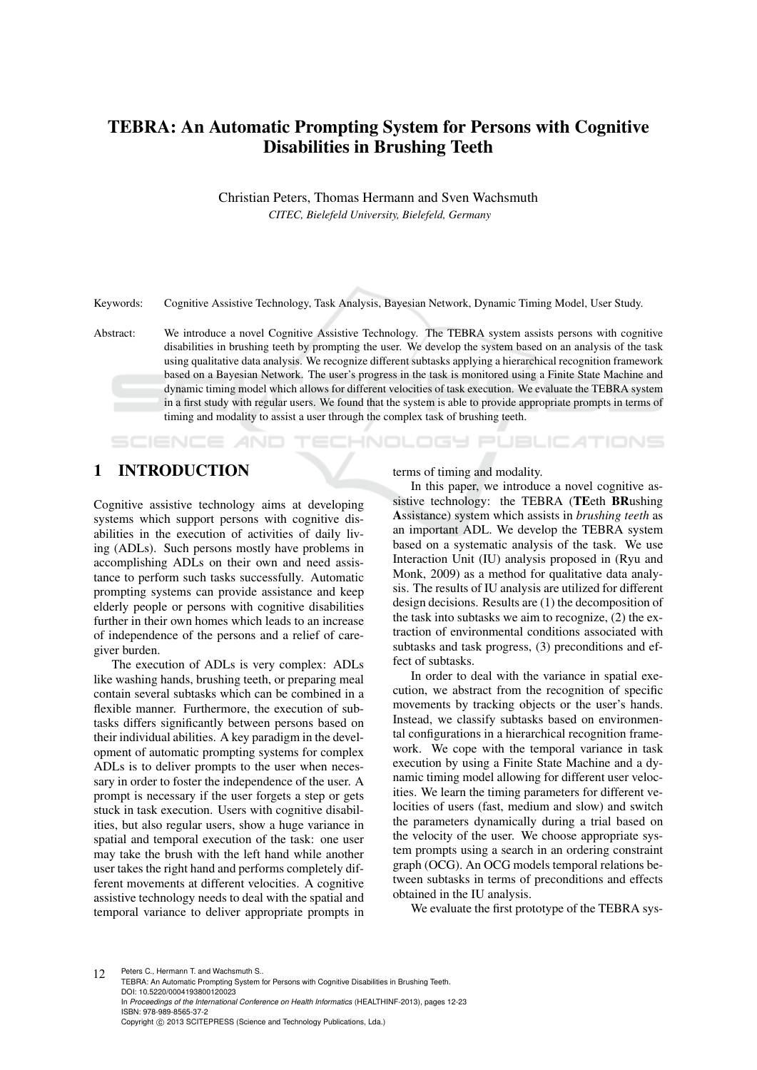# TEBRA: An Automatic Prompting System for Persons with Cognitive Disabilities in Brushing Teeth

Christian Peters, Thomas Hermann and Sven Wachsmuth

*CITEC, Bielefeld University, Bielefeld, Germany*

Keywords: Cognitive Assistive Technology, Task Analysis, Bayesian Network, Dynamic Timing Model, User Study.

Abstract: We introduce a novel Cognitive Assistive Technology. The TEBRA system assists persons with cognitive disabilities in brushing teeth by prompting the user. We develop the system based on an analysis of the task using qualitative data analysis. We recognize different subtasks applying a hierarchical recognition framework based on a Bayesian Network. The user's progress in the task is monitored using a Finite State Machine and dynamic timing model which allows for different velocities of task execution. We evaluate the TEBRA system in a first study with regular users. We found that the system is able to provide appropriate prompts in terms of timing and modality to assist a user through the complex task of brushing teeth.

## 1 INTRODUCTION

Cognitive assistive technology aims at developing systems which support persons with cognitive disabilities in the execution of activities of daily living (ADLs). Such persons mostly have problems in accomplishing ADLs on their own and need assistance to perform such tasks successfully. Automatic prompting systems can provide assistance and keep elderly people or persons with cognitive disabilities further in their own homes which leads to an increase of independence of the persons and a relief of caregiver burden.

The execution of ADLs is very complex: ADLs like washing hands, brushing teeth, or preparing meal contain several subtasks which can be combined in a flexible manner. Furthermore, the execution of subtasks differs significantly between persons based on their individual abilities. A key paradigm in the development of automatic prompting systems for complex ADLs is to deliver prompts to the user when necessary in order to foster the independence of the user. A prompt is necessary if the user forgets a step or gets stuck in task execution. Users with cognitive disabilities, but also regular users, show a huge variance in spatial and temporal execution of the task: one user may take the brush with the left hand while another user takes the right hand and performs completely different movements at different velocities. A cognitive assistive technology needs to deal with the spatial and temporal variance to deliver appropriate prompts in terms of timing and modality.

In this paper, we introduce a novel cognitive assistive technology: the TEBRA (**TE**eth **BR**ushing **A**ssistance) system which assists in *brushing teeth* as an important ADL. We develop the TEBRA system based on a systematic analysis of the task. We use Interaction Unit (IU) analysis proposed in (Ryu and Monk, 2009) as a method for qualitative data analysis. The results of IU analysis are utilized for different design decisions. Results are (1) the decomposition of the task into subtasks we aim to recognize, (2) the extraction of environmental conditions associated with subtasks and task progress, (3) preconditions and effect of subtasks.

In order to deal with the variance in spatial execution, we abstract from the recognition of specific movements by tracking objects or the user's hands. Instead, we classify subtasks based on environmental configurations in a hierarchical recognition framework. We cope with the temporal variance in task execution by using a Finite State Machine and a dynamic timing model allowing for different user velocities. We learn the timing parameters for different velocities of users (fast, medium and slow) and switch the parameters dynamically during a trial based on the velocity of the user. We choose appropriate system prompts using a search in an ordering constraint graph (OCG). An OCG models temporal relations between subtasks in terms of preconditions and effects obtained in the IU analysis.

We evaluate the first prototype of the TEBRA sys-

Peters C., Hermann T. and Wachsmuth S..
TEBRA: An Automatic Prompting System for Persons with Cognitive Disabilities in Brushing Teeth.
DOI: 10.5220/0004193800120023
In *Proceedings of the International Conference on Health Informatics* (HEALTHINF-2013), pages 12-23
ISBN: 978-989-8565-37-2
Copyright © 2013 SCITEPRESS (Science and Technology Publications, Lda.)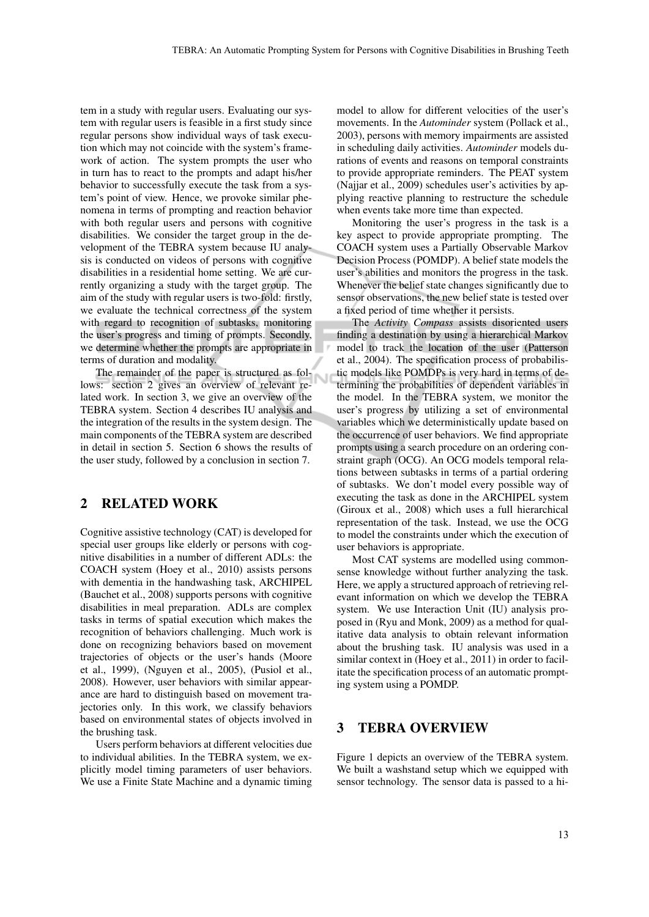tem in a study with regular users. Evaluating our system with regular users is feasible in a first study since regular persons show individual ways of task execution which may not coincide with the system's framework of action. The system prompts the user who in turn has to react to the prompts and adapt his/her behavior to successfully execute the task from a system's point of view. Hence, we provoke similar phenomena in terms of prompting and reaction behavior with both regular users and persons with cognitive disabilities. We consider the target group in the development of the TEBRA system because IU analysis is conducted on videos of persons with cognitive disabilities in a residential home setting. We are currently organizing a study with the target group. The aim of the study with regular users is two-fold: firstly, we evaluate the technical correctness of the system with regard to recognition of subtasks, monitoring the user's progress and timing of prompts. Secondly, we determine whether the prompts are appropriate in terms of duration and modality.

The remainder of the paper is structured as follows: section 2 gives an overview of relevant related work. In section 3, we give an overview of the TEBRA system. Section 4 describes IU analysis and the integration of the results in the system design. The main components of the TEBRA system are described in detail in section 5. Section 6 shows the results of the user study, followed by a conclusion in section 7.

## 2 RELATED WORK

Cognitive assistive technology (CAT) is developed for special user groups like elderly or persons with cognitive disabilities in a number of different ADLs: the COACH system (Hoey et al., 2010) assists persons with dementia in the handwashing task, ARCHIPEL (Bauchet et al., 2008) supports persons with cognitive disabilities in meal preparation. ADLs are complex tasks in terms of spatial execution which makes the recognition of behaviors challenging. Much work is done on recognizing behaviors based on movement trajectories of objects or the user's hands (Moore et al., 1999), (Nguyen et al., 2005), (Pusiol et al., 2008). However, user behaviors with similar appearance are hard to distinguish based on movement trajectories only. In this work, we classify behaviors based on environmental states of objects involved in the brushing task.

Users perform behaviors at different velocities due to individual abilities. In the TEBRA system, we explicitly model timing parameters of user behaviors. We use a Finite State Machine and a dynamic timing model to allow for different velocities of the user's movements. In the *Autominder* system (Pollack et al., 2003), persons with memory impairments are assisted in scheduling daily activities. *Autominder* models durations of events and reasons on temporal constraints to provide appropriate reminders. The PEAT system (Najjar et al., 2009) schedules user's activities by applying reactive planning to restructure the schedule when events take more time than expected.

Monitoring the user's progress in the task is a key aspect to provide appropriate prompting. The COACH system uses a Partially Observable Markov Decision Process (POMDP). A belief state models the user's abilities and monitors the progress in the task. Whenever the belief state changes significantly due to sensor observations, the new belief state is tested over a fixed period of time whether it persists.

The *Activity Compass* assists disoriented users finding a destination by using a hierarchical Markov model to track the location of the user (Patterson et al., 2004). The specification process of probabilistic models like POMDPs is very hard in terms of determining the probabilities of dependent variables in the model. In the TEBRA system, we monitor the user's progress by utilizing a set of environmental variables which we deterministically update based on the occurrence of user behaviors. We find appropriate prompts using a search procedure on an ordering constraint graph (OCG). An OCG models temporal relations between subtasks in terms of a partial ordering of subtasks. We don't model every possible way of executing the task as done in the ARCHIPEL system (Giroux et al., 2008) which uses a full hierarchical representation of the task. Instead, we use the OCG to model the constraints under which the execution of user behaviors is appropriate.

Most CAT systems are modelled using commonsense knowledge without further analyzing the task. Here, we apply a structured approach of retrieving relevant information on which we develop the TEBRA system. We use Interaction Unit (IU) analysis proposed in (Ryu and Monk, 2009) as a method for qualitative data analysis to obtain relevant information about the brushing task. IU analysis was used in a similar context in (Hoey et al., 2011) in order to facilitate the specification process of an automatic prompting system using a POMDP.

## 3 TEBRA OVERVIEW

Figure 1 depicts an overview of the TEBRA system. We built a washstand setup which we equipped with sensor technology. The sensor data is passed to a hi-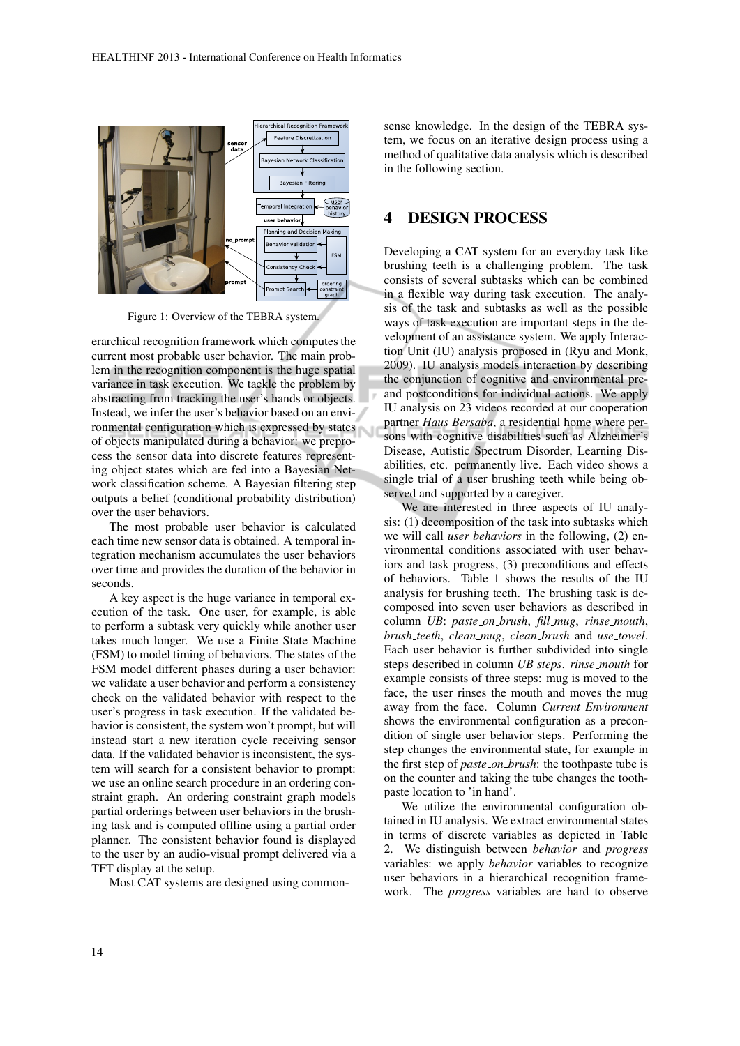Figure 1: Overview of the TEBRA system.

erarchical recognition framework which computes the current most probable user behavior. The main problem in the recognition component is the huge spatial variance in task execution. We tackle the problem by abstracting from tracking the user's hands or objects. Instead, we infer the user's behavior based on an environmental configuration which is expressed by states of objects manipulated during a behavior: we preprocess the sensor data into discrete features representing object states which are fed into a Bayesian Network classification scheme. A Bayesian filtering step outputs a belief (conditional probability distribution) over the user behaviors.

The most probable user behavior is calculated each time new sensor data is obtained. A temporal integration mechanism accumulates the user behaviors over time and provides the duration of the behavior in seconds.

A key aspect is the huge variance in temporal execution of the task. One user, for example, is able to perform a subtask very quickly while another user takes much longer. We use a Finite State Machine (FSM) to model timing of behaviors. The states of the FSM model different phases during a user behavior: we validate a user behavior and perform a consistency check on the validated behavior with respect to the user's progress in task execution. If the validated behavior is consistent, the system won't prompt, but will instead start a new iteration cycle receiving sensor data. If the validated behavior is inconsistent, the system will search for a consistent behavior to prompt: we use an online search procedure in an ordering constraint graph. An ordering constraint graph models partial orderings between user behaviors in the brushing task and is computed offline using a partial order planner. The consistent behavior found is displayed to the user by an audio-visual prompt delivered via a TFT display at the setup.

Most CAT systems are designed using commonsense knowledge. In the design of the TEBRA system, we focus on an iterative design process using a method of qualitative data analysis which is described in the following section.

# 4 DESIGN PROCESS

Developing a CAT system for an everyday task like brushing teeth is a challenging problem. The task consists of several subtasks which can be combined in a flexible way during task execution. The analysis of the task and subtasks as well as the possible ways of task execution are important steps in the development of an assistance system. We apply Interaction Unit (IU) analysis proposed in (Ryu and Monk, 2009). IU analysis models interaction by describing the conjunction of cognitive and environmental pre- and postconditions for individual actions. We apply IU analysis on 23 videos recorded at our cooperation partner *Haus Bersaba*, a residential home where persons with cognitive disabilities such as Alzheimer's Disease, Autistic Spectrum Disorder, Learning Disabilities, etc. permanently live. Each video shows a single trial of a user brushing teeth while being observed and supported by a caregiver.

We are interested in three aspects of IU analysis: (1) decomposition of the task into subtasks which we will call *user behaviors* in the following, (2) environmental conditions associated with user behaviors and task progress, (3) preconditions and effects of behaviors. Table 1 shows the results of the IU analysis for brushing teeth. The brushing task is decomposed into seven user behaviors as described in column *UB*: *paste_on_brush*, *fill_mug*, *rinse_mouth*, *brush_teeth*, *clean_mug*, *clean_brush* and *use_towel*. Each user behavior is further subdivided into single steps described in column *UB steps*. *rinse_mouth* for example consists of three steps: mug is moved to the face, the user rinses the mouth and moves the mug away from the face. Column *Current Environment* shows the environmental configuration as a precondition of single user behavior steps. Performing the step changes the environmental state, for example in the first step of *paste_on_brush*: the toothpaste tube is on the counter and taking the tube changes the toothpaste location to 'in hand'.

We utilize the environmental configuration obtained in IU analysis. We extract environmental states in terms of discrete variables as depicted in Table 2. We distinguish between *behavior* and *progress* variables: we apply *behavior* variables to recognize user behaviors in a hierarchical recognition framework. The *progress* variables are hard to observe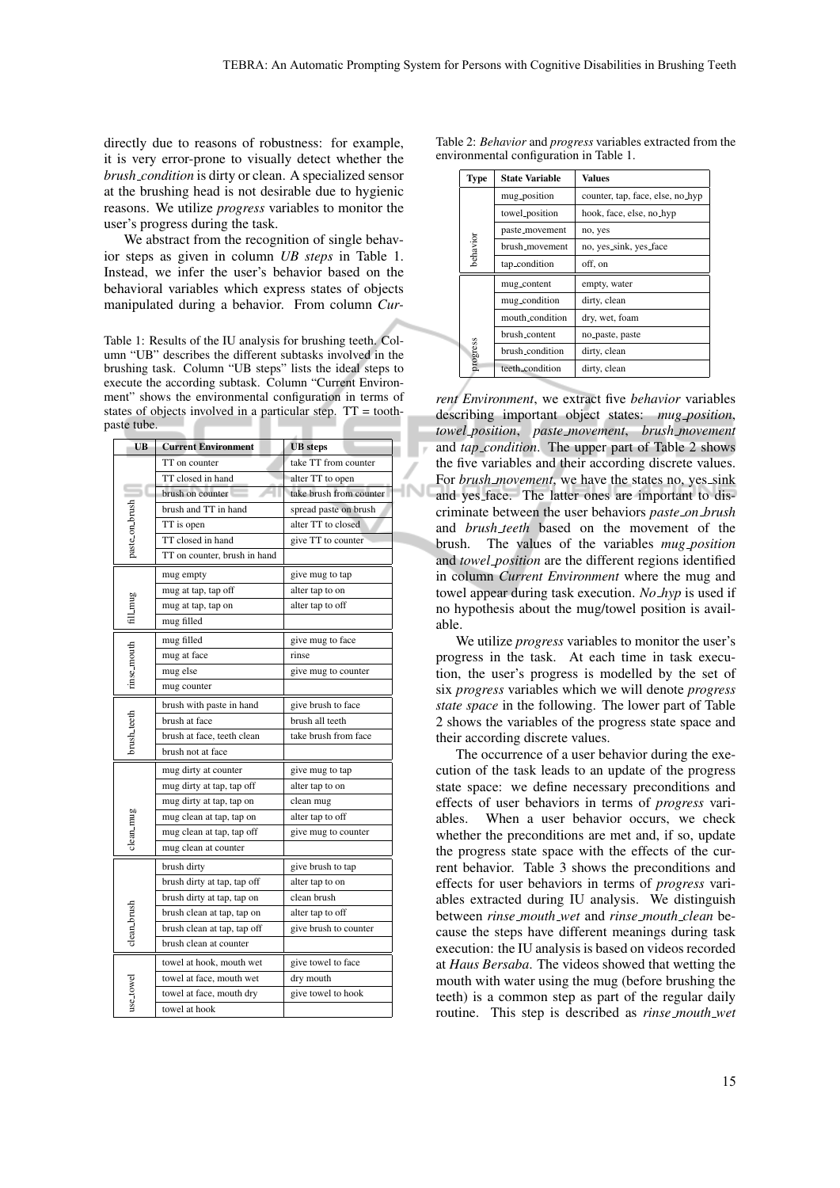directly due to reasons of robustness: for example, it is very error-prone to visually detect whether the *brush_condition* is dirty or clean. A specialized sensor at the brushing head is not desirable due to hygienic reasons. We utilize *progress* variables to monitor the user's progress during the task.

We abstract from the recognition of single behavior steps as given in column *UB steps* in Table 1. Instead, we infer the user's behavior based on the behavioral variables which express states of objects manipulated during a behavior. From column *Current Environment*, we extract five *behavior* variables describing important object states: *mug_position*, *towel_position*, *paste_movement*, *brush_movement* and *tap_condition*. The upper part of Table 2 shows the five variables and their according discrete values. For *brush_movement*, we have the states no, yes_sink and yes_face. The latter ones are important to discriminate between the user behaviors *paste_on_brush* and *brush_teeth* based on the movement of the brush. The values of the variables *mug_position* and *towel_position* are the different regions identified in column *Current Environment* where the mug and towel appear during task execution. *No_hyp* is used if no hypothesis about the mug/towel position is available.

Table 1: Results of the IU analysis for brushing teeth. Column "UB" describes the different subtasks involved in the brushing task. Column "UB steps" lists the ideal steps to execute the according subtask. Column "Current Environment" shows the environmental configuration in terms of states of objects involved in a particular step. TT = toothpaste tube.

| UB | Current Environment | UB steps |
|---|---|---|
| paste_on_brush | TT on counter | take TT from counter |
| | TT closed in hand | alter TT to open |
| | brush on counter | take brush from counter |
| | brush and TT in hand | spread paste on brush |
| | TT is open | alter TT to closed |
| | TT closed in hand | give TT to counter |
| | TT on counter, brush in hand | |
| fill_mug | mug empty | give mug to tap |
| | mug at tap, tap off | alter tap to on |
| | mug at tap, tap on | alter tap to off |
| | mug filled | |
| rinse_mouth | mug filled | give mug to face |
| | mug at face | rinse |
| | mug else | give mug to counter |
| | mug counter | |
| brush_teeth | brush with paste in hand | give brush to face |
| | brush at face | brush all teeth |
| | brush at face, teeth clean | take brush from face |
| | brush not at face | |
| clean_mug | mug dirty at counter | give mug to tap |
| | mug dirty at tap, tap off | alter tap to on |
| | mug dirty at tap, tap on | clean mug |
| | mug clean at tap, tap on | alter tap to off |
| | mug clean at tap, tap off | give mug to counter |
| | mug clean at counter | |
| clean_brush | brush dirty | give brush to tap |
| | brush dirty at tap, tap off | alter tap to on |
| | brush dirty at tap, tap on | clean brush |
| | brush clean at tap, tap on | alter tap to off |
| | brush clean at tap, tap off | give brush to counter |
| | brush clean at counter | |
| use_towel | towel at hook, mouth wet | give towel to face |
| | towel at face, mouth wet | dry mouth |
| | towel at face, mouth dry | give towel to hook |
| | towel at hook | |

Table 2: *Behavior* and *progress* variables extracted from the environmental configuration in Table 1.

| Type | State Variable | Values |
|---|---|---|
| behavior | mug_position | counter, tap, face, else, no_hyp |
| | towel_position | hook, face, else, no_hyp |
| | paste_movement | no, yes |
| | brush_movement | no, yes_sink, yes_face |
| | tap_condition | off, on |
| progress | mug_content | empty, water |
| | mug_condition | dirty, clean |
| | mouth_condition | dry, wet, foam |
| | brush_content | no_paste, paste |
| | brush_condition | dirty, clean |
| | teeth_condition | dirty, clean |

We utilize *progress* variables to monitor the user's progress in the task. At each time in task execution, the user's progress is modelled by the set of six *progress* variables which we will denote *progress state space* in the following. The lower part of Table 2 shows the variables of the progress state space and their according discrete values.

The occurrence of a user behavior during the execution of the task leads to an update of the progress state space: we define necessary preconditions and effects of user behaviors in terms of *progress* variables. When a user behavior occurs, we check whether the preconditions are met and, if so, update the progress state space with the effects of the current behavior. Table 3 shows the preconditions and effects for user behaviors in terms of *progress* variables extracted during IU analysis. We distinguish between *rinse_mouth_wet* and *rinse_mouth_clean* because the steps have different meanings during task execution: the IU analysis is based on videos recorded at *Haus Bersaba*. The videos showed that wetting the mouth with water using the mug (before brushing the teeth) is a common step as part of the regular daily routine. This step is described as *rinse_mouth_wet*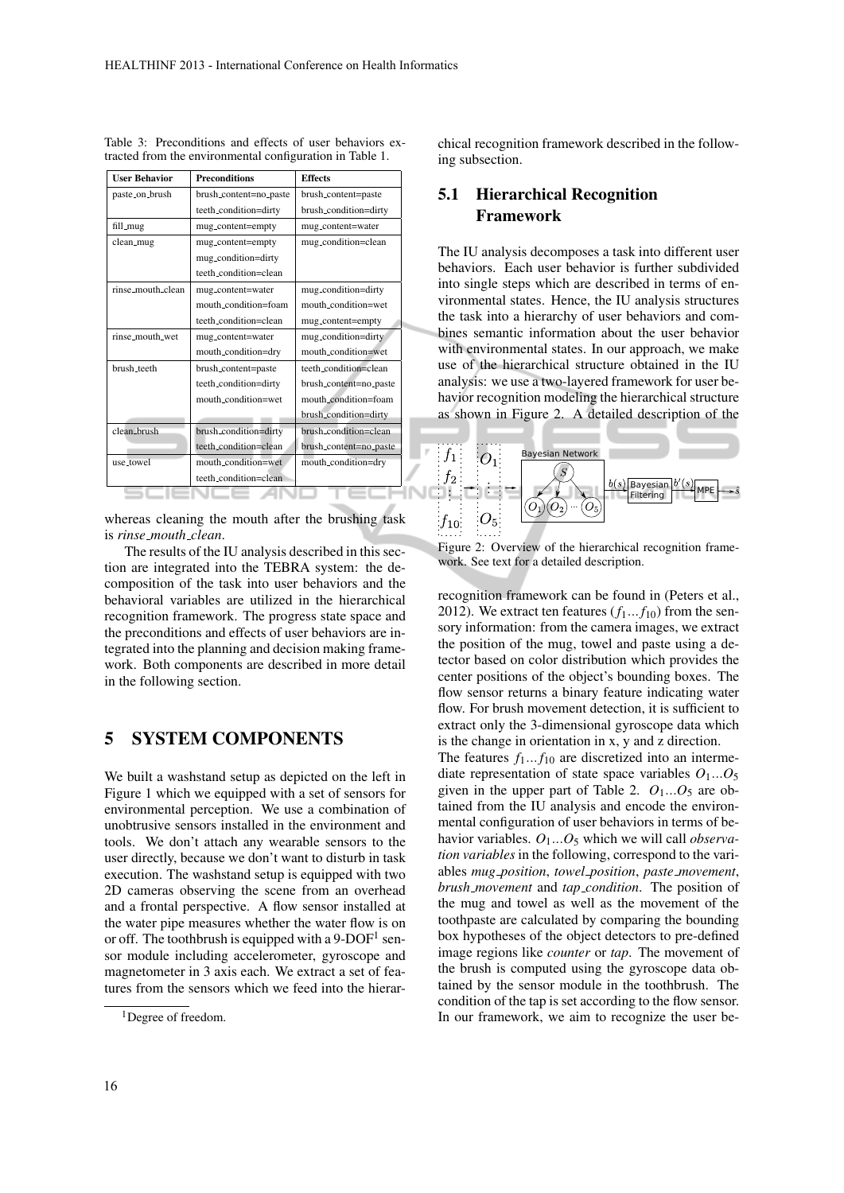Table 3: Preconditions and effects of user behaviors extracted from the environmental configuration in Table 1.

| User Behavior | Preconditions | Effects |
|---|---|---|
| paste_on_brush | brush_content=no_paste<br>teeth_condition=dirty | brush_content=paste<br>brush_condition=dirty |
| fill_mug | mug_content=empty | mug_content=water |
| clean_mug | mug_content=empty<br>mug_condition=dirty<br>teeth_condition=clean | mug_condition=clean |
| rinse_mouth_clean | mug_content=water<br>mouth_condition=foam<br>teeth_condition=clean | mug_condition=dirty<br>mouth_condition=wet<br>mug_content=empty |
| rinse_mouth_wet | mug_content=water<br>mouth_condition=dry | mug_condition=dirty<br>mouth_condition=wet |
| brush_teeth | brush_content=paste<br>teeth_condition=dirty<br>mouth_condition=wet | teeth_condition=clean<br>brush_content=no_paste<br>mouth_condition=foam<br>brush_condition=dirty |
| clean_brush | brush_condition=dirty<br>teeth_condition=clean | brush_condition=clean<br>brush_content=no_paste |
| use_towel | mouth_condition=wet<br>teeth_condition=clean | mouth_condition=dry |

whereas cleaning the mouth after the brushing task is *rinse_mouth_clean*.

The results of the IU analysis described in this section are integrated into the TEBRA system: the decomposition of the task into user behaviors and the behavioral variables are utilized in the hierarchical recognition framework. The progress state space and the preconditions and effects of user behaviors are integrated into the planning and decision making framework. Both components are described in more detail in the following section.

# 5 SYSTEM COMPONENTS

We built a washstand setup as depicted on the left in Figure 1 which we equipped with a set of sensors for environmental perception. We use a combination of unobtrusive sensors installed in the environment and tools. We don't attach any wearable sensors to the user directly, because we don't want to disturb in task execution. The washstand setup is equipped with two 2D cameras observing the scene from an overhead and a frontal perspective. A flow sensor installed at the water pipe measures whether the water flow is on or off. The toothbrush is equipped with a 9-DOF[1] sensor module including accelerometer, gyroscope and magnetometer in 3 axis each. We extract a set of features from the sensors which we feed into the hierarchical recognition framework described in the following subsection.

[1] Degree of freedom.

## 5.1 Hierarchical Recognition Framework

The IU analysis decomposes a task into different user behaviors. Each user behavior is further subdivided into single steps which are described in terms of environmental states. Hence, the IU analysis structures the task into a hierarchy of user behaviors and combines semantic information about the user behavior with environmental states. In our approach, we make use of the hierarchical structure obtained in the IU analysis: we use a two-layered framework for user behavior recognition modeling the hierarchical structure as shown in Figure 2. A detailed description of the recognition framework can be found in (Peters et al., 2012). We extract ten features ($f_1 \dots f_{10}$) from the sensory information: from the camera images, we extract the position of the mug, towel and paste using a detector based on color distribution which provides the center positions of the object's bounding boxes. The flow sensor returns a binary feature indicating water flow. For brush movement detection, it is sufficient to extract only the 3-dimensional gyroscope data which is the change in orientation in x, y and z direction.

Figure 2: Overview of the hierarchical recognition framework. See text for a detailed description.

The features $f_1 \dots f_{10}$ are discretized into an intermediate representation of state space variables $O_1 \dots O_5$ given in the upper part of Table 2. $O_1 \dots O_5$ are obtained from the IU analysis and encode the environmental configuration of user behaviors in terms of behavior variables. $O_1 \dots O_5$ which we will call *observation variables* in the following, correspond to the variables *mug_position*, *towel_position*, *paste_movement*, *brush_movement* and *tap_condition*. The position of the mug and towel as well as the movement of the toothpaste are calculated by comparing the bounding box hypotheses of the object detectors to pre-defined image regions like *counter* or *tap*. The movement of the brush is computed using the gyroscope data obtained by the sensor module in the toothbrush. The condition of the tap is set according to the flow sensor. In our framework, we aim to recognize the user be-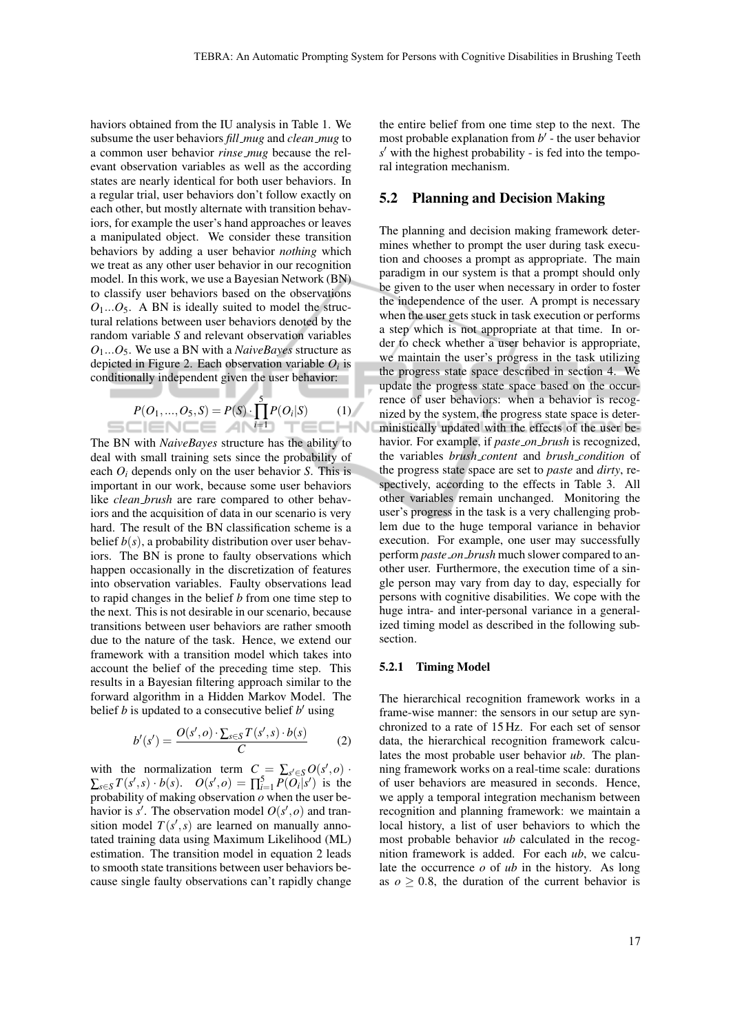haviors obtained from the IU analysis in Table 1. We subsume the user behaviors *fill_mug* and *clean_mug* to a common user behavior *rinse_mug* because the relevant observation variables as well as the according states are nearly identical for both user behaviors. In a regular trial, user behaviors don't follow exactly on each other, but mostly alternate with transition behaviors, for example the user's hand approaches or leaves a manipulated object. We consider these transition behaviors by adding a user behavior *nothing* which we treat as any other user behavior in our recognition model. In this work, we use a Bayesian Network (BN) to classify user behaviors based on the observations $O_1 ... O_5$. A BN is ideally suited to model the structural relations between user behaviors denoted by the random variable $S$ and relevant observation variables $O_1 ... O_5$. We use a BN with a *NaiveBayes* structure as depicted in Figure 2. Each observation variable $O_i$ is conditionally independent given the user behavior:

$$P(O_1, ..., O_5, S) = P(S) \cdot \prod_{i=1}^{5} P(O_i|S) \qquad (1)$$

The BN with *NaiveBayes* structure has the ability to deal with small training sets since the probability of each $O_i$ depends only on the user behavior $S$. This is important in our work, because some user behaviors like *clean_brush* are rare compared to other behaviors and the acquisition of data in our scenario is very hard. The result of the BN classification scheme is a belief $b(s)$, a probability distribution over user behaviors. The BN is prone to faulty observations which happen occasionally in the discretization of features into observation variables. Faulty observations lead to rapid changes in the belief $b$ from one time step to the next. This is not desirable in our scenario, because transitions between user behaviors are rather smooth due to the nature of the task. Hence, we extend our framework with a transition model which takes into account the belief of the preceding time step. This results in a Bayesian filtering approach similar to the forward algorithm in a Hidden Markov Model. The belief $b$ is updated to a consecutive belief $b'$ using

$$b'(s') = \frac{O(s', o) \cdot \sum_{s \in S} T(s', s) \cdot b(s)}{C} \qquad (2)$$

with the normalization term $C = \sum_{s' \in S} O(s', o) \cdot \sum_{s \in S} T(s', s) \cdot b(s)$. $O(s', o) = \prod_{i=1}^{5} P(O_i|s')$ is the probability of making observation $o$ when the user behavior is $s'$. The observation model $O(s', o)$ and transition model $T(s', s)$ are learned on manually annotated training data using Maximum Likelihood (ML) estimation. The transition model in equation 2 leads to smooth state transitions between user behaviors because single faulty observations can't rapidly change the entire belief from one time step to the next. The most probable explanation from $b'$ - the user behavior $s'$ with the highest probability - is fed into the temporal integration mechanism.

## 5.2 Planning and Decision Making

The planning and decision making framework determines whether to prompt the user during task execution and chooses a prompt as appropriate. The main paradigm in our system is that a prompt should only be given to the user when necessary in order to foster the independence of the user. A prompt is necessary when the user gets stuck in task execution or performs a step which is not appropriate at that time. In order to check whether a user behavior is appropriate, we maintain the user's progress in the task utilizing the progress state space described in section 4. We update the progress state space based on the occurrence of user behaviors: when a behavior is recognized by the system, the progress state space is deterministically updated with the effects of the user behavior. For example, if *paste_on_brush* is recognized, the variables *brush_content* and *brush_condition* of the progress state space are set to *paste* and *dirty*, respectively, according to the effects in Table 3. All other variables remain unchanged. Monitoring the user's progress in the task is a very challenging problem due to the huge temporal variance in behavior execution. For example, one user may successfully perform *paste_on_brush* much slower compared to another user. Furthermore, the execution time of a single person may vary from day to day, especially for persons with cognitive disabilities. We cope with the huge intra- and inter-personal variance in a generalized timing model as described in the following subsection.

### 5.2.1 Timing Model

The hierarchical recognition framework works in a frame-wise manner: the sensors in our setup are synchronized to a rate of 15 Hz. For each set of sensor data, the hierarchical recognition framework calculates the most probable user behavior *ub*. The planning framework works on a real-time scale: durations of user behaviors are measured in seconds. Hence, we apply a temporal integration mechanism between recognition and planning framework: we maintain a local history, a list of user behaviors to which the most probable behavior *ub* calculated in the recognition framework is added. For each *ub*, we calculate the occurrence $o$ of *ub* in the history. As long as $o \geq 0.8$, the duration of the current behavior is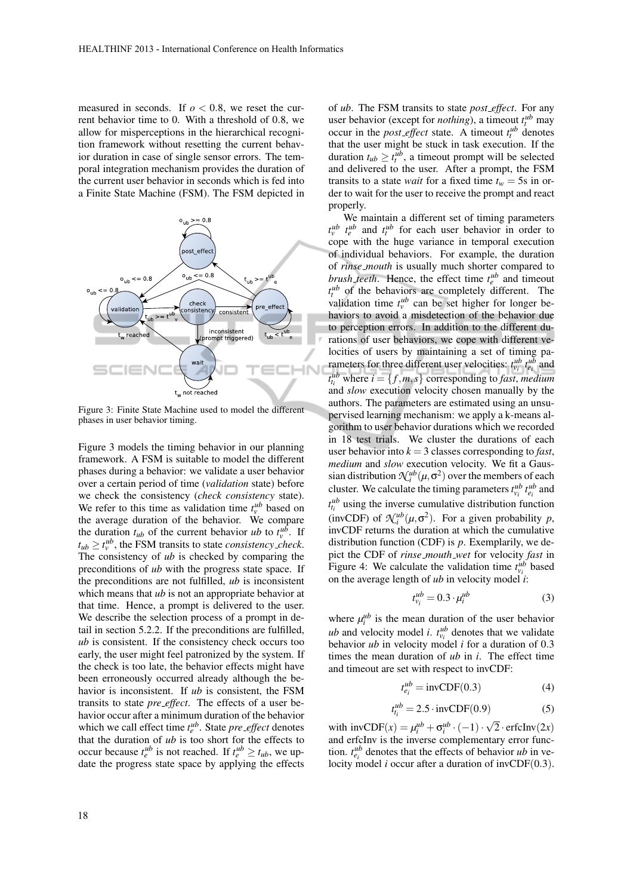measured in seconds. If $o < 0.8$, we reset the current behavior time to 0. With a threshold of 0.8, we allow for misperceptions in the hierarchical recognition framework without resetting the current behavior duration in case of single sensor errors. The temporal integration mechanism provides the duration of the current user behavior in seconds which is fed into a Finite State Machine (FSM). The FSM depicted in Figure 3 models the timing behavior in our planning framework. A FSM is suitable to model the different phases during a behavior: we validate a user behavior over a certain period of time (*validation* state) before we check the consistency (*check consistency* state). We refer to this time as validation time $t_v^{ub}$ based on the average duration of the behavior. We compare the duration $t_{ub}$ of the current behavior *ub* to $t_v^{ub}$. If $t_{ub} \geq t_v^{ub}$, the FSM transits to state *consistency_check*. The consistency of *ub* is checked by comparing the preconditions of *ub* with the progress state space. If the preconditions are not fulfilled, *ub* is inconsistent which means that *ub* is not an appropriate behavior at that time. Hence, a prompt is delivered to the user. We describe the selection process of a prompt in detail in section 5.2.2. If the preconditions are fulfilled, *ub* is consistent. If the consistency check occurs too early, the user might feel patronized by the system. If the check is too late, the behavior effects might have been erroneously occurred already although the behavior is inconsistent. If *ub* is consistent, the FSM transits to state *pre_effect*. The effects of a user behavior occur after a minimum duration of the behavior which we call effect time $t_e^{ub}$. State *pre_effect* denotes that the duration of *ub* is too short for the effects to occur because $t_e^{ub}$ is not reached. If $t_e^{ub} \geq t_{ub}$, we update the progress state space by applying the effects of *ub*. The FSM transits to state *post_effect*. For any user behavior (except for *nothing*), a timeout $t_t^{ub}$ may occur in the *post_effect* state. A timeout $t_t^{ub}$ denotes that the user might be stuck in task execution. If the duration $t_{ub} \geq t_t^{ub}$, a timeout prompt will be selected and delivered to the user. After a prompt, the FSM transits to a state *wait* for a fixed time $t_w = 5$s in order to wait for the user to receive the prompt and react properly.

Figure 3: Finite State Machine used to model the different phases in user behavior timing.

We maintain a different set of timing parameters $t_v^{ub}$ $t_e^{ub}$ and $t_t^{ub}$ for each user behavior in order to cope with the huge variance in temporal execution of individual behaviors. For example, the duration of *rinse_mouth* is usually much shorter compared to *brush_teeth*. Hence, the effect time $t_e^{ub}$ and timeout $t_t^{ub}$ of the behaviors are completely different. The validation time $t_v^{ub}$ can be set higher for longer behaviors to avoid a misdetection of the behavior due to perception errors. In addition to the different durations of user behaviors, we cope with different velocities of users by maintaining a set of timing parameters for three different user velocities: $t_{v_i}^{ub}$ $t_{e_i}^{ub}$ and $t_{t_i}^{ub}$ where $i = \{f, m, s\}$ corresponding to *fast*, *medium* and *slow* execution velocity chosen manually by the authors. The parameters are estimated using an unsupervised learning mechanism: we apply a k-means algorithm to user behavior durations which we recorded in 18 test trials. We cluster the durations of each user behavior into $k = 3$ classes corresponding to *fast*, *medium* and *slow* execution velocity. We fit a Gaussian distribution $\mathcal{N}_i^{ub}(\mu, \sigma^2)$ over the members of each cluster. We calculate the timing parameters $t_{v_i}^{ub}$ $t_{e_i}^{ub}$ and $t_{t_i}^{ub}$ using the inverse cumulative distribution function (invCDF) of $\mathcal{N}_i^{ub}(\mu, \sigma^2)$. For a given probability $p$, invCDF returns the duration at which the cumulative distribution function (CDF) is $p$. Exemplarily, we depict the CDF of *rinse_mouth_wet* for velocity *fast* in Figure 4: We calculate the validation time $t_{v_i}^{ub}$ based on the average length of *ub* in velocity model $i$:

$$t_{v_i}^{ub} = 0.3 \cdot \mu_i^{ub} \tag{3}$$

where $\mu_i^{ub}$ is the mean duration of the user behavior *ub* and velocity model $i$. $t_{v_i}^{ub}$ denotes that we validate behavior *ub* in velocity model $i$ for a duration of 0.3 times the mean duration of *ub* in $i$. The effect time and timeout are set with respect to invCDF:

$$t_{e_i}^{ub} = \text{invCDF}(0.3) \tag{4}$$

$$t_{t_i}^{ub} = 2.5 \cdot \text{invCDF}(0.9) \tag{5}$$

with $\text{invCDF}(x) = \mu_i^{ub} + \sigma_i^{ub} \cdot (-1) \cdot \sqrt{2} \cdot \text{erfcInv}(2x)$ and erfcInv is the inverse complementary error function. $t_{e_i}^{ub}$ denotes that the effects of behavior *ub* in velocity model $i$ occur after a duration of $\text{invCDF}(0.3)$.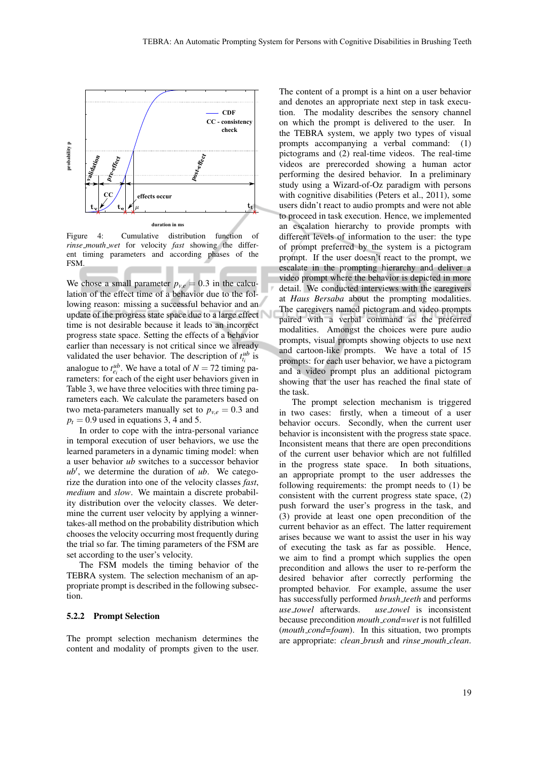probability p

CDF

CC - consistency check

validation

pre-effect

post-effect

CC

effects occur

$t_v$

$t_e$

$\mu$

$t_t$

duration in ms

Figure 4: Cumulative distribution function of *rinse_mouth_wet* for velocity *fast* showing the different timing parameters and according phases of the FSM.

We chose a small parameter $p_{v,e} = 0.3$ in the calculation of the effect time of a behavior due to the following reason: missing a successful behavior and an update of the progress state space due to a large effect time is not desirable because it leads to an incorrect progress state space. Setting the effects of a behavior earlier than necessary is not critical since we already validated the user behavior. The description of $t_{t_i}^{ub}$ is analogue to $t_{e_i}^{ub}$. We have a total of $N = 72$ timing parameters: for each of the eight user behaviors given in Table 3, we have three velocities with three timing parameters each. We calculate the parameters based on two meta-parameters manually set to $p_{v,e} = 0.3$ and $p_t = 0.9$ used in equations 3, 4 and 5.

In order to cope with the intra-personal variance in temporal execution of user behaviors, we use the learned parameters in a dynamic timing model: when a user behavior *ub* switches to a successor behavior *ub*$'$, we determine the duration of *ub*. We categorize the duration into one of the velocity classes *fast*, *medium* and *slow*. We maintain a discrete probability distribution over the velocity classes. We determine the current user velocity by applying a winner-takes-all method on the probability distribution which chooses the velocity occurring most frequently during the trial so far. The timing parameters of the FSM are set according to the user's velocity.

The FSM models the timing behavior of the TEBRA system. The selection mechanism of an appropriate prompt is described in the following subsection.

### 5.2.2 Prompt Selection

The prompt selection mechanism determines the content and modality of prompts given to the user. The content of a prompt is a hint on a user behavior and denotes an appropriate next step in task execution. The modality describes the sensory channel on which the prompt is delivered to the user. In the TEBRA system, we apply two types of visual prompts accompanying a verbal command: (1) pictograms and (2) real-time videos. The real-time videos are prerecorded showing a human actor performing the desired behavior. In a preliminary study using a Wizard-of-Oz paradigm with persons with cognitive disabilities (Peters et al., 2011), some users didn't react to audio prompts and were not able to proceed in task execution. Hence, we implemented an escalation hierarchy to provide prompts with different levels of information to the user: the type of prompt preferred by the system is a pictogram prompt. If the user doesn't react to the prompt, we escalate in the prompting hierarchy and deliver a video prompt where the behavior is depicted in more detail. We conducted interviews with the caregivers at *Haus Bersaba* about the prompting modalities. The caregivers named pictogram and video prompts paired with a verbal command as the preferred modalities. Amongst the choices were pure audio prompts, visual prompts showing objects to use next and cartoon-like prompts. We have a total of 15 prompts: for each user behavior, we have a pictogram and a video prompt plus an additional pictogram showing that the user has reached the final state of the task.

The prompt selection mechanism is triggered in two cases: firstly, when a timeout of a user behavior occurs. Secondly, when the current user behavior is inconsistent with the progress state space. Inconsistent means that there are open preconditions of the current user behavior which are not fulfilled in the progress state space. In both situations, an appropriate prompt to the user addresses the following requirements: the prompt needs to (1) be consistent with the current progress state space, (2) push forward the user's progress in the task, and (3) provide at least one open precondition of the current behavior as an effect. The latter requirement arises because we want to assist the user in his way of executing the task as far as possible. Hence, we aim to find a prompt which supplies the open precondition and allows the user to re-perform the desired behavior after correctly performing the prompted behavior. For example, assume the user has successfully performed *brush_teeth* and performs *use_towel* afterwards. *use_towel* is inconsistent because precondition *mouth_cond=wet* is not fulfilled (*mouth_cond=foam*). In this situation, two prompts are appropriate: *clean_brush* and *rinse_mouth_clean*.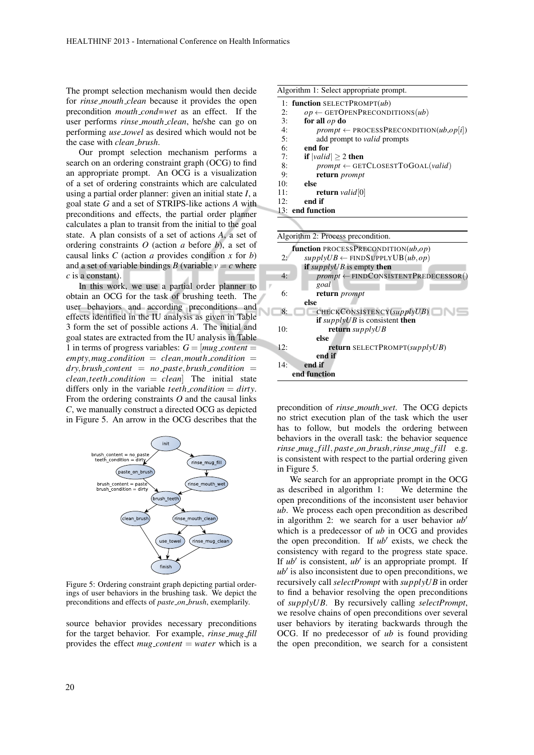The prompt selection mechanism would then decide for *rinse_mouth_clean* because it provides the open precondition *mouth_cond=wet* as an effect. If the user performs *rinse_mouth_clean*, he/she can go on performing *use_towel* as desired which would not be the case with *clean_brush*.

Our prompt selection mechanism performs a search on an ordering constraint graph (OCG) to find an appropriate prompt. An OCG is a visualization of a set of ordering constraints which are calculated using a partial order planner: given an initial state $I$, a goal state $G$ and a set of STRIPS-like actions $A$ with preconditions and effects, the partial order planner calculates a plan to transit from the initial to the goal state. A plan consists of a set of actions $A$, a set of ordering constraints $O$ (action $a$ before $b$), a set of causal links $C$ (action $a$ provides condition $x$ for $b$) and a set of variable bindings $B$ (variable $v = c$ where $c$ is a constant).

In this work, we use a partial order planner to obtain an OCG for the task of brushing teeth. The user behaviors and according preconditions and effects identified in the IU analysis as given in Table 3 form the set of possible actions $A$. The initial and goal states are extracted from the IU analysis in Table 1 in terms of progress variables: $G = [mug\_content = empty, mug\_condition = clean, mouth\_condition = dry, brush\_content = no\_paste, brush\_condition = clean, teeth\_condition = clean]$ The initial state differs only in the variable $teeth\_condition = dirty$. From the ordering constraints $O$ and the causal links $C$, we manually construct a directed OCG as depicted in Figure 5. An arrow in the OCG describes that the source behavior provides necessary preconditions for the target behavior. For example, *rinse_mug_fill* provides the effect $mug\_content = water$ which is a precondition of *rinse_mouth_wet*. The OCG depicts no strict execution plan of the task which the user has to follow, but models the ordering between behaviors in the overall task: the behavior sequence $rinse\_mug\_fill, paste\_on\_brush, rinse\_mug\_fill$ e.g. is consistent with respect to the partial ordering given in Figure 5.

Figure 5: Ordering constraint graph depicting partial orderings of user behaviors in the brushing task. We depict the preconditions and effects of *paste_on_brush*, exemplarily.

Algorithm 1: Select appropriate prompt.

```
 1: function SELECTPROMPT(ub)
 2:     op ← GETOPENPRECONDITIONS(ub)
 3:     for all op do
 4:         prompt ← PROCESSPRECONDITION(ub,op[i])
 5:         add prompt to valid prompts
 6:     end for
 7:     if |valid| ≥ 2 then
 8:         prompt ← GETCLOSESTTOGOAL(valid)
 9:         return prompt
10:     else
11:         return valid[0]
12:     end if
13: end function
```

Algorithm 2: Process precondition.

```
    function PROCESSPRECONDITION(ub,op)
 2:     supplyUB ← FINDSUPPLYUB(ub,op)
        if supplyUB is empty then
 4:         prompt ← FINDCONSISTENTPREDECESSOR()
            goal
 6:         return prompt
        else
 8:         CHECKCONSISTENCY(supplyUB)
            if supplyUB is consistent then
10:             return supplyUB
            else
12:             return SELECTPROMPT(supplyUB)
            end if
14:     end if
    end function
```

We search for an appropriate prompt in the OCG as described in algorithm 1: We determine the open preconditions of the inconsistent user behavior *ub*. We process each open precondition as described in algorithm 2: we search for a user behavior *ub'* which is a predecessor of *ub* in OCG and provides the open precondition. If *ub'* exists, we check the consistency with regard to the progress state space. If *ub'* is consistent, *ub'* is an appropriate prompt. If *ub'* is also inconsistent due to open preconditions, we recursively call *selectPrompt* with *supplyUB* in order to find a behavior resolving the open preconditions of *supplyUB*. By recursively calling *selectPrompt*, we resolve chains of open preconditions over several user behaviors by iterating backwards through the OCG. If no predecessor of *ub* is found providing the open precondition, we search for a consistent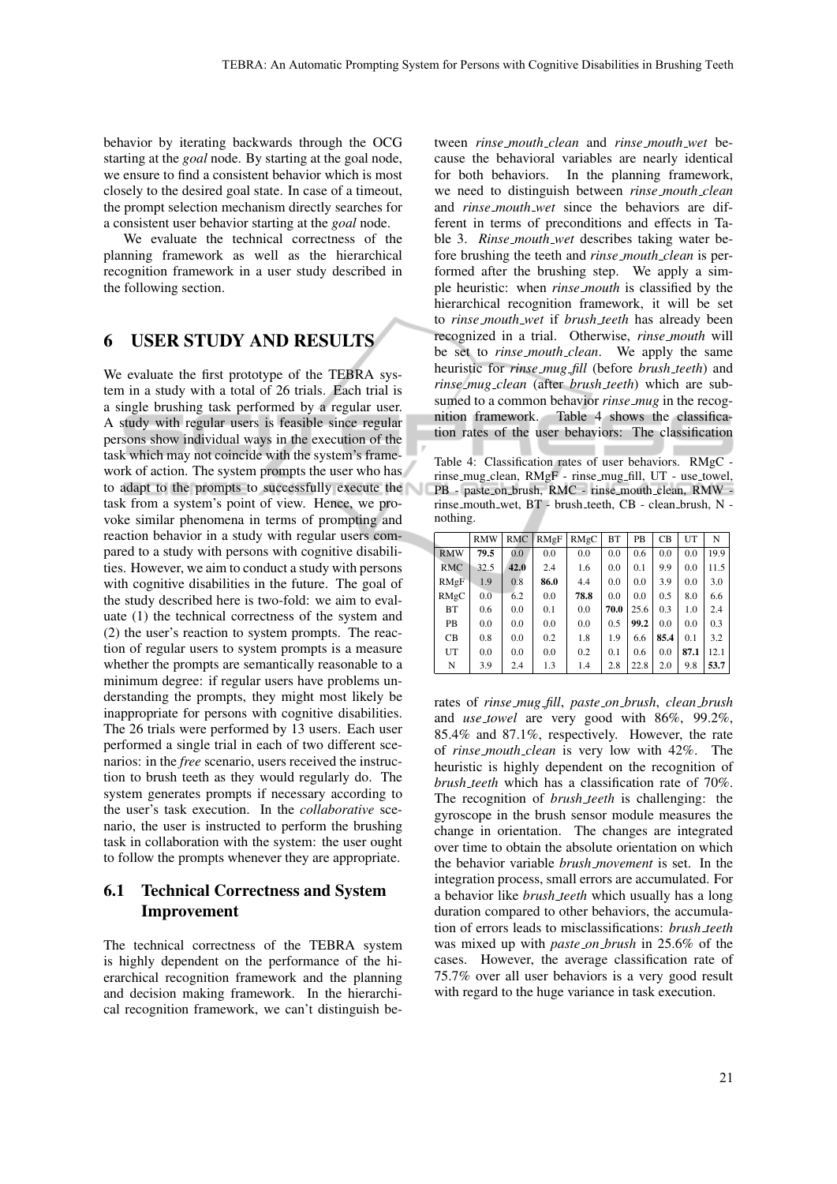behavior by iterating backwards through the OCG starting at the *goal* node. By starting at the goal node, we ensure to find a consistent behavior which is most closely to the desired goal state. In case of a timeout, the prompt selection mechanism directly searches for a consistent user behavior starting at the *goal* node.

We evaluate the technical correctness of the planning framework as well as the hierarchical recognition framework in a user study described in the following section.

## 6 USER STUDY AND RESULTS

We evaluate the first prototype of the TEBRA system in a study with a total of 26 trials. Each trial is a single brushing task performed by a regular user. A study with regular users is feasible since regular persons show individual ways in the execution of the task which may not coincide with the system's framework of action. The system prompts the user who has to adapt to the prompts to successfully execute the task from a system's point of view. Hence, we provoke similar phenomena in terms of prompting and reaction behavior in a study with regular users compared to a study with persons with cognitive disabilities. However, we aim to conduct a study with persons with cognitive disabilities in the future. The goal of the study described here is two-fold: we aim to evaluate (1) the technical correctness of the system and (2) the user's reaction to system prompts. The reaction of regular users to system prompts is a measure whether the prompts are semantically reasonable to a minimum degree: if regular users have problems understanding the prompts, they might most likely be inappropriate for persons with cognitive disabilities. The 26 trials were performed by 13 users. Each user performed a single trial in each of two different scenarios: in the *free* scenario, users received the instruction to brush teeth as they would regularly do. The system generates prompts if necessary according to the user's task execution. In the *collaborative* scenario, the user is instructed to perform the brushing task in collaboration with the system: the user ought to follow the prompts whenever they are appropriate.

### 6.1 Technical Correctness and System Improvement

The technical correctness of the TEBRA system is highly dependent on the performance of the hierarchical recognition framework and the planning and decision making framework. In the hierarchical recognition framework, we can't distinguish between *rinse_mouth_clean* and *rinse_mouth_wet* because the behavioral variables are nearly identical for both behaviors. In the planning framework, we need to distinguish between *rinse_mouth_clean* and *rinse_mouth_wet* since the behaviors are different in terms of preconditions and effects in Table 3. *Rinse_mouth_wet* describes taking water before brushing the teeth and *rinse_mouth_clean* is performed after the brushing step. We apply a simple heuristic: when *rinse_mouth* is classified by the hierarchical recognition framework, it will be set to *rinse_mouth_wet* if *brush_teeth* has already been recognized in a trial. Otherwise, *rinse_mouth* will be set to *rinse_mouth_clean*. We apply the same heuristic for *rinse_mug_fill* (before *brush_teeth*) and *rinse_mug_clean* (after *brush_teeth*) which are subsumed to a common behavior *rinse_mug* in the recognition framework. Table 4 shows the classification rates of the user behaviors: The classification rates of *rinse_mug_fill*, *paste_on_brush*, *clean_brush* and *use_towel* are very good with 86%, 99.2%, 85.4% and 87.1%, respectively. However, the rate of *rinse_mouth_clean* is very low with 42%. The heuristic is highly dependent on the recognition of *brush_teeth* which has a classification rate of 70%. The recognition of *brush_teeth* is challenging: the gyroscope in the brush sensor module measures the change in orientation. The changes are integrated over time to obtain the absolute orientation on which the behavior variable *brush_movement* is set. In the integration process, small errors are accumulated. For a behavior like *brush_teeth* which usually has a long duration compared to other behaviors, the accumulation of errors leads to misclassifications: *brush_teeth* was mixed up with *paste_on_brush* in 25.6% of the cases. However, the average classification rate of 75.7% over all user behaviors is a very good result with regard to the huge variance in task execution.

Table 4: Classification rates of user behaviors. RMgC - rinse_mug_clean, RMgF - rinse_mug_fill, UT - use_towel, PB - paste_on_brush, RMC - rinse_mouth_clean, RMW - rinse_mouth_wet, BT - brush_teeth, CB - clean_brush, N - nothing.

| | RMW | RMC | RMgF | RMgC | BT | PB | CB | UT | N |
|---|---|---|---|---|---|---|---|---|---|
| RMW | **79.5** | 0.0 | 0.0 | 0.0 | 0.0 | 0.6 | 0.0 | 0.0 | 19.9 |
| RMC | 32.5 | **42.0** | 2.4 | 1.6 | 0.0 | 0.1 | 9.9 | 0.0 | 11.5 |
| RMgF | 1.9 | 0.8 | **86.0** | 4.4 | 0.0 | 0.0 | 3.9 | 0.0 | 3.0 |
| RMgC | 0.0 | 6.2 | 0.0 | **78.8** | 0.0 | 0.0 | 0.5 | 8.0 | 6.6 |
| BT | 0.6 | 0.0 | 0.1 | 0.0 | **70.0** | 25.6 | 0.3 | 1.0 | 2.4 |
| PB | 0.0 | 0.0 | 0.0 | 0.0 | 0.5 | **99.2** | 0.0 | 0.0 | 0.3 |
| CB | 0.8 | 0.0 | 0.2 | 1.8 | 1.9 | 6.6 | **85.4** | 0.1 | 3.2 |
| UT | 0.0 | 0.0 | 0.0 | 0.2 | 0.1 | 0.6 | 0.0 | **87.1** | 12.1 |
| N | 3.9 | 2.4 | 1.3 | 1.4 | 2.8 | 22.8 | 2.0 | 9.8 | **53.7** |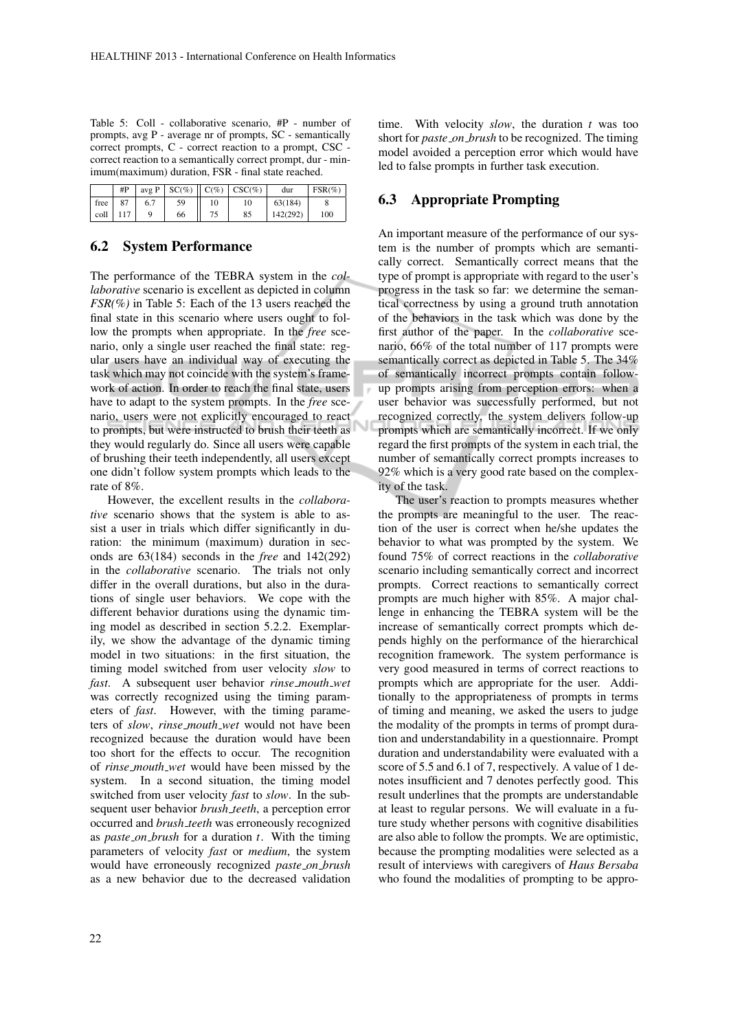Table 5: Coll - collaborative scenario, #P - number of prompts, avg P - average nr of prompts, SC - semantically correct prompts, C - correct reaction to a prompt, CSC - correct reaction to a semantically correct prompt, dur - minimum(maximum) duration, FSR - final state reached.

| | #P | avg P | SC(%) | C(%) | CSC(%) | dur | FSR(%) |
|---|---|---|---|---|---|---|---|
| free | 87 | 6.7 | 59 | 10 | 10 | 63(184) | 8 |
| coll | 117 | 9 | 66 | 75 | 85 | 142(292) | 100 |

## 6.2 System Performance

The performance of the TEBRA system in the *collaborative* scenario is excellent as depicted in column *FSR(%)* in Table 5: Each of the 13 users reached the final state in this scenario where users ought to follow the prompts when appropriate. In the *free* scenario, only a single user reached the final state: regular users have an individual way of executing the task which may not coincide with the system's framework of action. In order to reach the final state, users have to adapt to the system prompts. In the *free* scenario, users were not explicitly encouraged to react to prompts, but were instructed to brush their teeth as they would regularly do. Since all users were capable of brushing their teeth independently, all users except one didn't follow system prompts which leads to the rate of 8%.

However, the excellent results in the *collaborative* scenario shows that the system is able to assist a user in trials which differ significantly in duration: the minimum (maximum) duration in seconds are 63(184) seconds in the *free* and 142(292) in the *collaborative* scenario. The trials not only differ in the overall durations, but also in the durations of single user behaviors. We cope with the different behavior durations using the dynamic timing model as described in section 5.2.2. Exemplarily, we show the advantage of the dynamic timing model in two situations: in the first situation, the timing model switched from user velocity *slow* to *fast*. A subsequent user behavior *rinse_mouth_wet* was correctly recognized using the timing parameters of *fast*. However, with the timing parameters of *slow*, *rinse_mouth_wet* would not have been recognized because the duration would have been too short for the effects to occur. The recognition of *rinse_mouth_wet* would have been missed by the system. In a second situation, the timing model switched from user velocity *fast* to *slow*. In the subsequent user behavior *brush_teeth*, a perception error occurred and *brush_teeth* was erroneously recognized as *paste_on_brush* for a duration $t$. With the timing parameters of velocity *fast* or *medium*, the system would have erroneously recognized *paste_on_brush* as a new behavior due to the decreased validation time. With velocity *slow*, the duration $t$ was too short for *paste_on_brush* to be recognized. The timing model avoided a perception error which would have led to false prompts in further task execution.

## 6.3 Appropriate Prompting

An important measure of the performance of our system is the number of prompts which are semantically correct. Semantically correct means that the type of prompt is appropriate with regard to the user's progress in the task so far: we determine the semantical correctness by using a ground truth annotation of the behaviors in the task which was done by the first author of the paper. In the *collaborative* scenario, 66% of the total number of 117 prompts were semantically correct as depicted in Table 5. The 34% of semantically incorrect prompts contain follow-up prompts arising from perception errors: when a user behavior was successfully performed, but not recognized correctly, the system delivers follow-up prompts which are semantically incorrect. If we only regard the first prompts of the system in each trial, the number of semantically correct prompts increases to 92% which is a very good rate based on the complexity of the task.

The user's reaction to prompts measures whether the prompts are meaningful to the user. The reaction of the user is correct when he/she updates the behavior to what was prompted by the system. We found 75% of correct reactions in the *collaborative* scenario including semantically correct and incorrect prompts. Correct reactions to semantically correct prompts are much higher with 85%. A major challenge in enhancing the TEBRA system will be the increase of semantically correct prompts which depends highly on the performance of the hierarchical recognition framework. The system performance is very good measured in terms of correct reactions to prompts which are appropriate for the user. Additionally to the appropriateness of prompts in terms of timing and meaning, we asked the users to judge the modality of the prompts in terms of prompt duration and understandability in a questionnaire. Prompt duration and understandability were evaluated with a score of 5.5 and 6.1 of 7, respectively. A value of 1 denotes insufficient and 7 denotes perfectly good. This result underlines that the prompts are understandable at least to regular persons. We will evaluate in a future study whether persons with cognitive disabilities are also able to follow the prompts. We are optimistic, because the prompting modalities were selected as a result of interviews with caregivers of *Haus Bersaba* who found the modalities of prompting to be appro-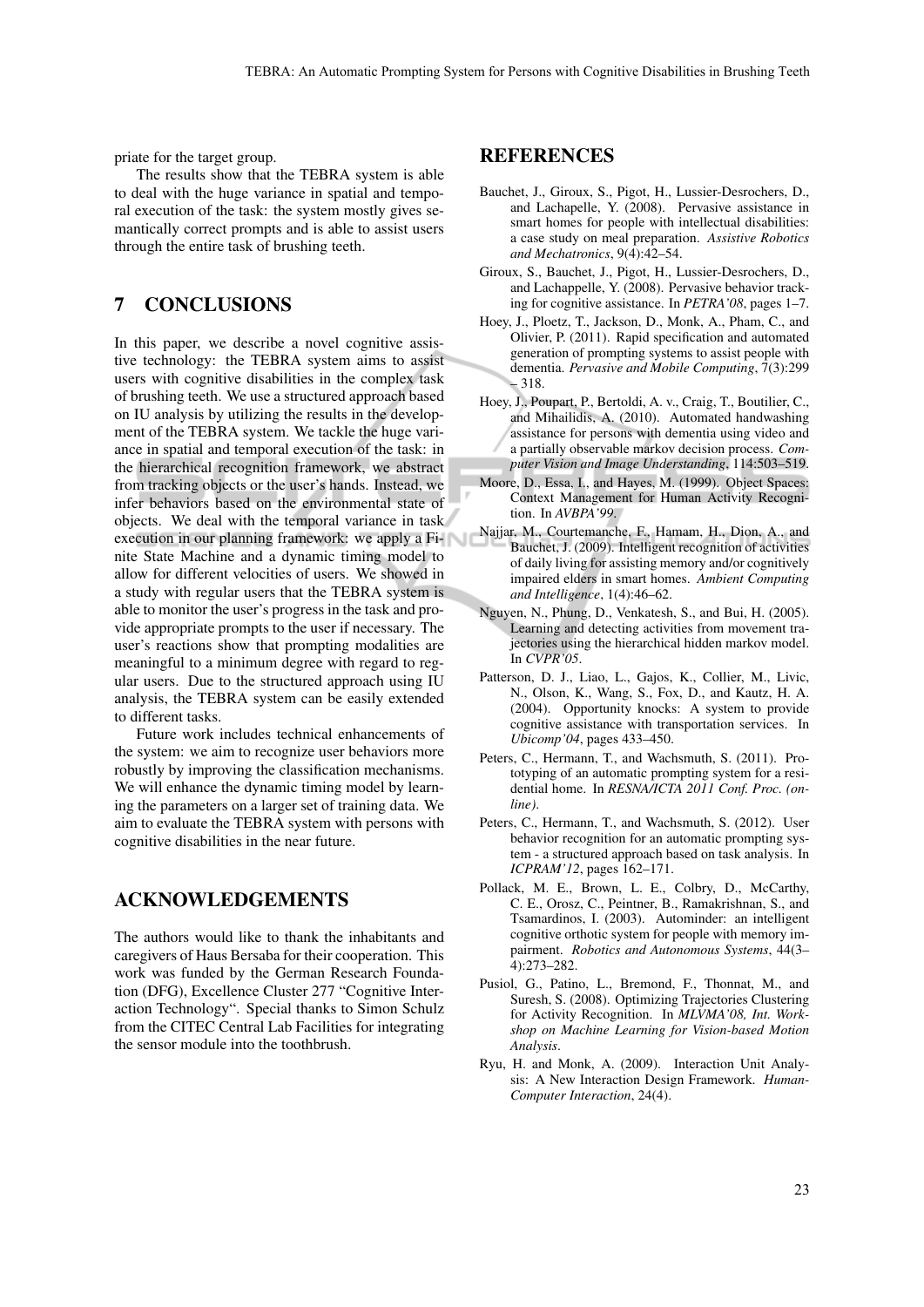priate for the target group.

The results show that the TEBRA system is able to deal with the huge variance in spatial and temporal execution of the task: the system mostly gives semantically correct prompts and is able to assist users through the entire task of brushing teeth.

## 7 CONCLUSIONS

In this paper, we describe a novel cognitive assistive technology: the TEBRA system aims to assist users with cognitive disabilities in the complex task of brushing teeth. We use a structured approach based on IU analysis by utilizing the results in the development of the TEBRA system. We tackle the huge variance in spatial and temporal execution of the task: in the hierarchical recognition framework, we abstract from tracking objects or the user's hands. Instead, we infer behaviors based on the environmental state of objects. We deal with the temporal variance in task execution in our planning framework: we apply a Finite State Machine and a dynamic timing model to allow for different velocities of users. We showed in a study with regular users that the TEBRA system is able to monitor the user's progress in the task and provide appropriate prompts to the user if necessary. The user's reactions show that prompting modalities are meaningful to a minimum degree with regard to regular users. Due to the structured approach using IU analysis, the TEBRA system can be easily extended to different tasks.

Future work includes technical enhancements of the system: we aim to recognize user behaviors more robustly by improving the classification mechanisms. We will enhance the dynamic timing model by learning the parameters on a larger set of training data. We aim to evaluate the TEBRA system with persons with cognitive disabilities in the near future.

## ACKNOWLEDGEMENTS

The authors would like to thank the inhabitants and caregivers of Haus Bersaba for their cooperation. This work was funded by the German Research Foundation (DFG), Excellence Cluster 277 "Cognitive Interaction Technology". Special thanks to Simon Schulz from the CITEC Central Lab Facilities for integrating the sensor module into the toothbrush.

## REFERENCES

Bauchet, J., Giroux, S., Pigot, H., Lussier-Desrochers, D., and Lachapelle, Y. (2008). Pervasive assistance in smart homes for people with intellectual disabilities: a case study on meal preparation. *Assistive Robotics and Mechatronics*, 9(4):42–54.

Giroux, S., Bauchet, J., Pigot, H., Lussier-Desrochers, D., and Lachappelle, Y. (2008). Pervasive behavior tracking for cognitive assistance. In *PETRA'08*, pages 1–7.

Hoey, J., Ploetz, T., Jackson, D., Monk, A., Pham, C., and Olivier, P. (2011). Rapid specification and automated generation of prompting systems to assist people with dementia. *Pervasive and Mobile Computing*, 7(3):299 – 318.

Hoey, J., Poupart, P., Bertoldi, A. v., Craig, T., Boutilier, C., and Mihailidis, A. (2010). Automated handwashing assistance for persons with dementia using video and a partially observable markov decision process. *Computer Vision and Image Understanding*, 114:503–519.

Moore, D., Essa, I., and Hayes, M. (1999). Object Spaces: Context Management for Human Activity Recognition. In *AVBPA'99*.

Najjar, M., Courtemanche, F., Hamam, H., Dion, A., and Bauchet, J. (2009). Intelligent recognition of activities of daily living for assisting memory and/or cognitively impaired elders in smart homes. *Ambient Computing and Intelligence*, 1(4):46–62.

Nguyen, N., Phung, D., Venkatesh, S., and Bui, H. (2005). Learning and detecting activities from movement trajectories using the hierarchical hidden markov model. In *CVPR'05*.

Patterson, D. J., Liao, L., Gajos, K., Collier, M., Livic, N., Olson, K., Wang, S., Fox, D., and Kautz, H. A. (2004). Opportunity knocks: A system to provide cognitive assistance with transportation services. In *Ubicomp'04*, pages 433–450.

Peters, C., Hermann, T., and Wachsmuth, S. (2011). Prototyping of an automatic prompting system for a residential home. In *RESNA/ICTA 2011 Conf. Proc. (online)*.

Peters, C., Hermann, T., and Wachsmuth, S. (2012). User behavior recognition for an automatic prompting system - a structured approach based on task analysis. In *ICPRAM'12*, pages 162–171.

Pollack, M. E., Brown, L. E., Colbry, D., McCarthy, C. E., Orosz, C., Peintner, B., Ramakrishnan, S., and Tsamardinos, I. (2003). Autominder: an intelligent cognitive orthotic system for people with memory impairment. *Robotics and Autonomous Systems*, 44(3–4):273–282.

Pusiol, G., Patino, L., Bremond, F., Thonnat, M., and Suresh, S. (2008). Optimizing Trajectories Clustering for Activity Recognition. In *MLVMA'08, Int. Workshop on Machine Learning for Vision-based Motion Analysis*.

Ryu, H. and Monk, A. (2009). Interaction Unit Analysis: A New Interaction Design Framework. *Human-Computer Interaction*, 24(4).